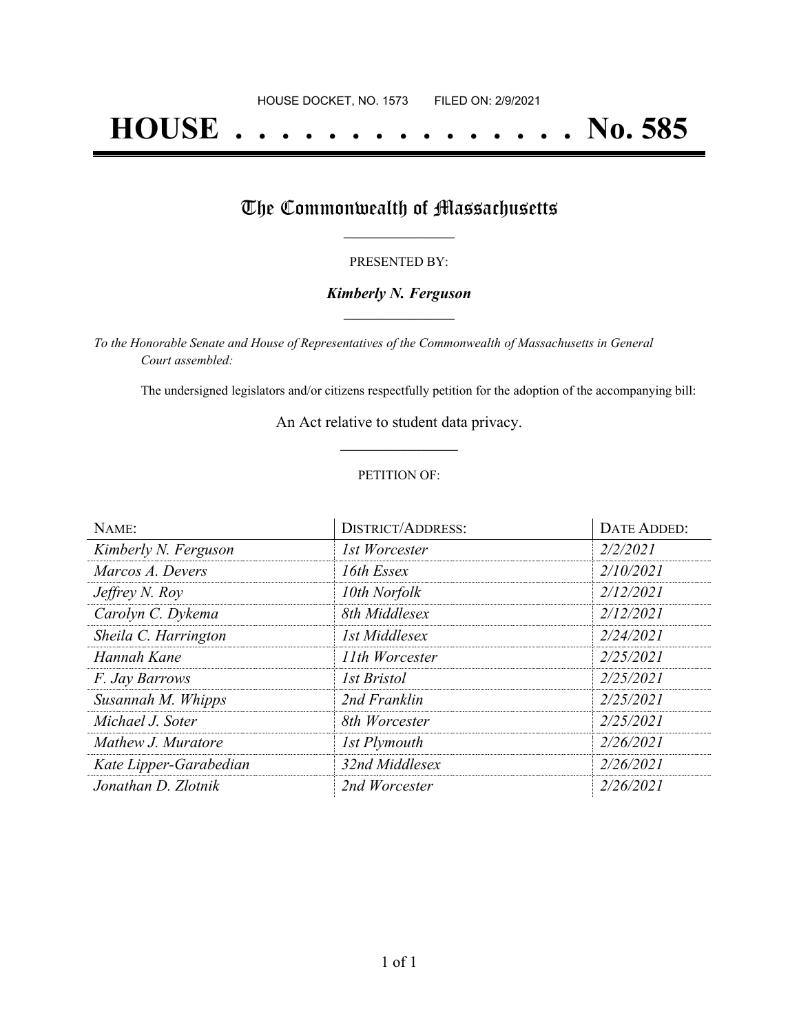HOUSE DOCKET, NO. 1573 FILED ON: 2/9/2021

# HOUSE . . . . . . . . . . . . . . . No. 585

## The Commonwealth of Massachusetts

PRESENTED BY:

***Kimberly N. Ferguson***

*To the Honorable Senate and House of Representatives of the Commonwealth of Massachusetts in General Court assembled:*

The undersigned legislators and/or citizens respectfully petition for the adoption of the accompanying bill:

An Act relative to student data privacy.

PETITION OF:

| NAME: | DISTRICT/ADDRESS: | DATE ADDED: |
|---|---|---|
| *Kimberly N. Ferguson* | *1st Worcester* | *2/2/2021* |
| *Marcos A. Devers* | *16th Essex* | *2/10/2021* |
| *Jeffrey N. Roy* | *10th Norfolk* | *2/12/2021* |
| *Carolyn C. Dykema* | *8th Middlesex* | *2/12/2021* |
| *Sheila C. Harrington* | *1st Middlesex* | *2/24/2021* |
| *Hannah Kane* | *11th Worcester* | *2/25/2021* |
| *F. Jay Barrows* | *1st Bristol* | *2/25/2021* |
| *Susannah M. Whipps* | *2nd Franklin* | *2/25/2021* |
| *Michael J. Soter* | *8th Worcester* | *2/25/2021* |
| *Mathew J. Muratore* | *1st Plymouth* | *2/26/2021* |
| *Kate Lipper-Garabedian* | *32nd Middlesex* | *2/26/2021* |
| *Jonathan D. Zlotnik* | *2nd Worcester* | *2/26/2021* |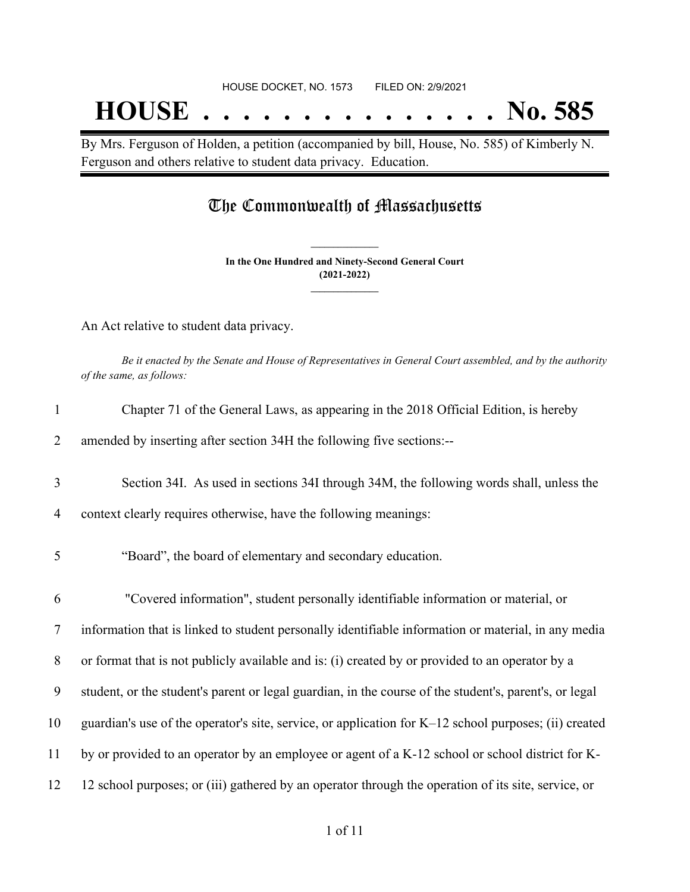HOUSE DOCKET, NO. 1573 FILED ON: 2/9/2021

# HOUSE . . . . . . . . . . . . . . . No. 585

By Mrs. Ferguson of Holden, a petition (accompanied by bill, House, No. 585) of Kimberly N. Ferguson and others relative to student data privacy. Education.

## The Commonwealth of Massachusetts

**In the One Hundred and Ninety-Second General Court**
**(2021-2022)**

An Act relative to student data privacy.

*Be it enacted by the Senate and House of Representatives in General Court assembled, and by the authority of the same, as follows:*

1 Chapter 71 of the General Laws, as appearing in the 2018 Official Edition, is hereby
2 amended by inserting after section 34H the following five sections:--

3 Section 34I. As used in sections 34I through 34M, the following words shall, unless the
4 context clearly requires otherwise, have the following meanings:

5 “Board”, the board of elementary and secondary education.

6 "Covered information", student personally identifiable information or material, or
7 information that is linked to student personally identifiable information or material, in any media
8 or format that is not publicly available and is: (i) created by or provided to an operator by a
9 student, or the student's parent or legal guardian, in the course of the student's, parent's, or legal
10 guardian's use of the operator's site, service, or application for K–12 school purposes; (ii) created
11 by or provided to an operator by an employee or agent of a K-12 school or school district for K-
12 12 school purposes; or (iii) gathered by an operator through the operation of its site, service, or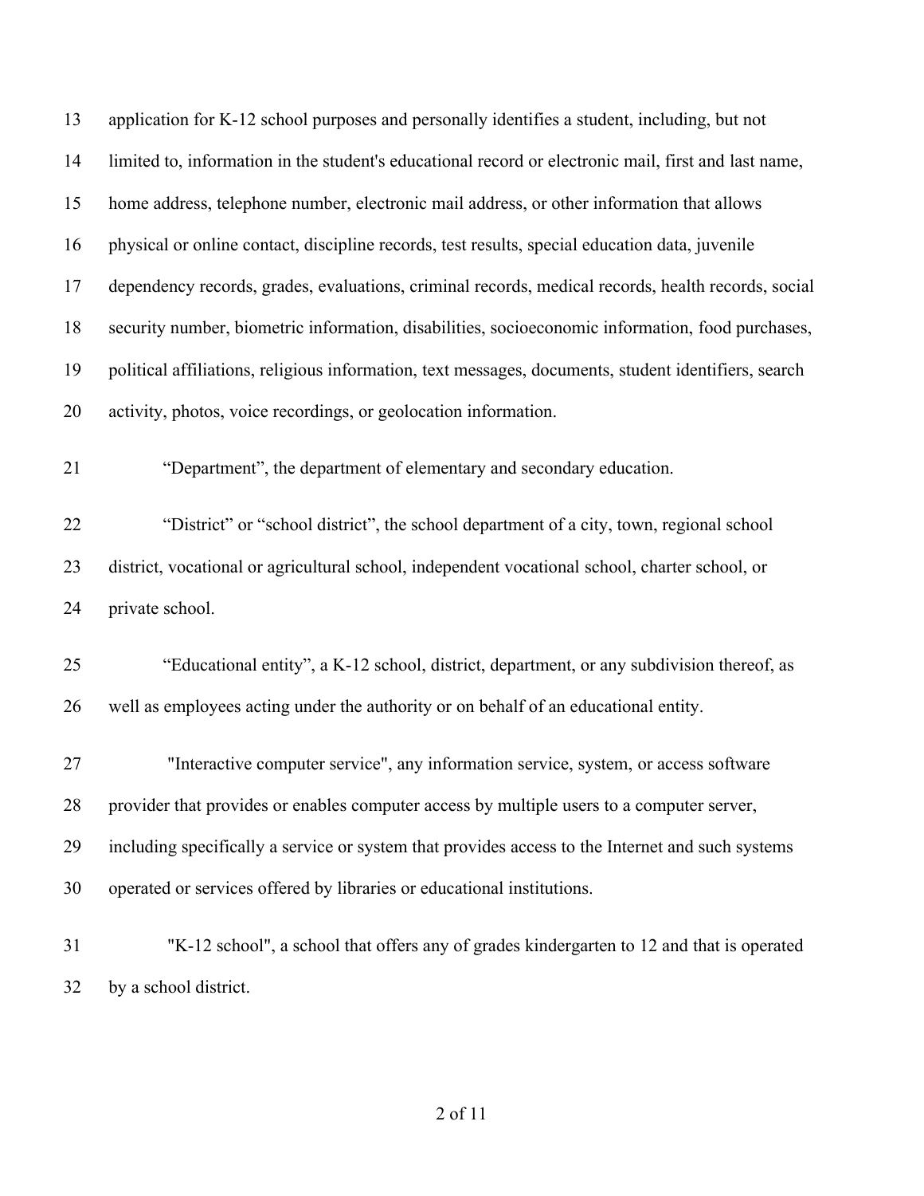application for K-12 school purposes and personally identifies a student, including, but not limited to, information in the student's educational record or electronic mail, first and last name, home address, telephone number, electronic mail address, or other information that allows physical or online contact, discipline records, test results, special education data, juvenile dependency records, grades, evaluations, criminal records, medical records, health records, social security number, biometric information, disabilities, socioeconomic information, food purchases, political affiliations, religious information, text messages, documents, student identifiers, search activity, photos, voice recordings, or geolocation information.

"Department", the department of elementary and secondary education.

"District" or "school district", the school department of a city, town, regional school district, vocational or agricultural school, independent vocational school, charter school, or private school.

"Educational entity", a K-12 school, district, department, or any subdivision thereof, as well as employees acting under the authority or on behalf of an educational entity.

"Interactive computer service", any information service, system, or access software provider that provides or enables computer access by multiple users to a computer server, including specifically a service or system that provides access to the Internet and such systems operated or services offered by libraries or educational institutions.

"K-12 school", a school that offers any of grades kindergarten to 12 and that is operated by a school district.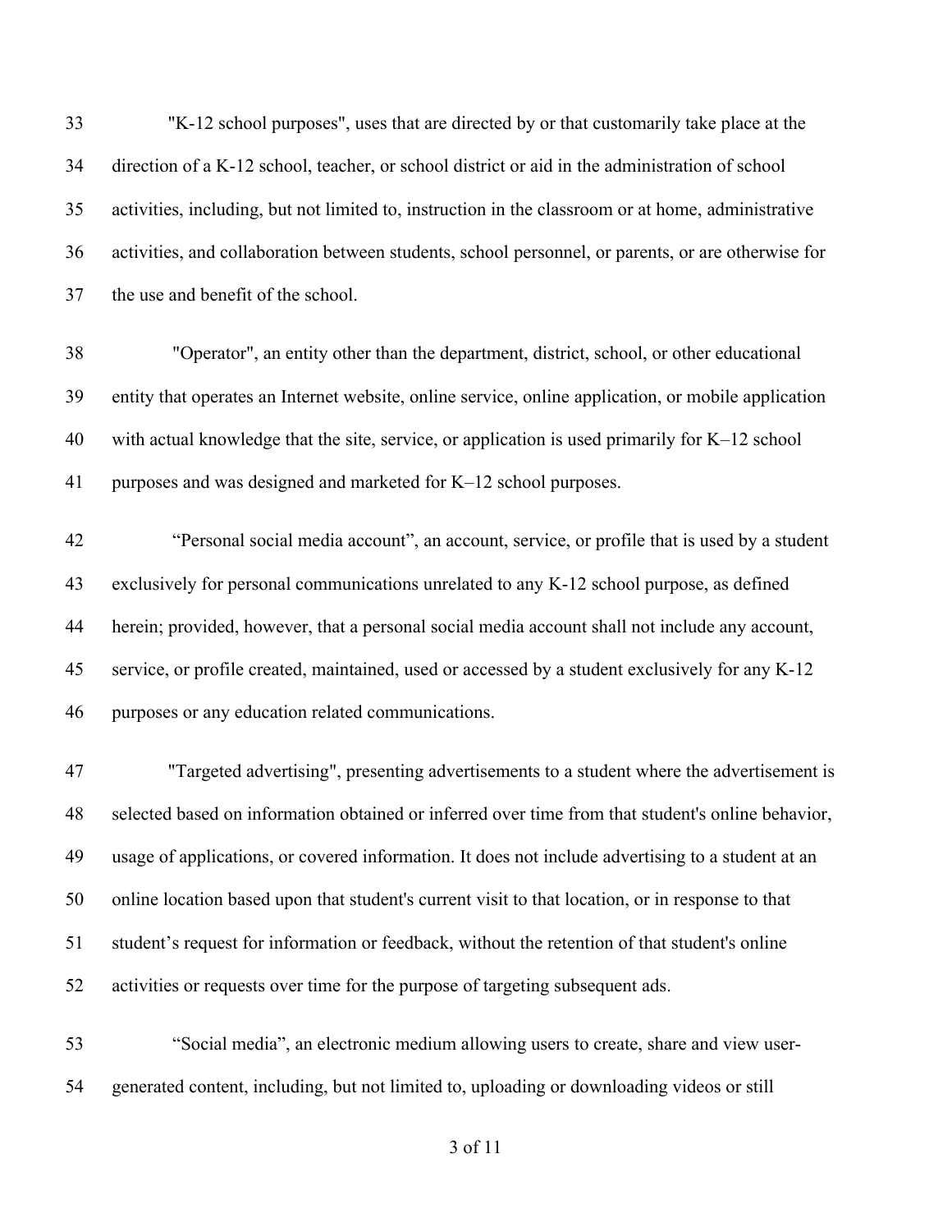33 "K-12 school purposes", uses that are directed by or that customarily take place at the
34 direction of a K-12 school, teacher, or school district or aid in the administration of school
35 activities, including, but not limited to, instruction in the classroom or at home, administrative
36 activities, and collaboration between students, school personnel, or parents, or are otherwise for
37 the use and benefit of the school.

38 "Operator", an entity other than the department, district, school, or other educational
39 entity that operates an Internet website, online service, online application, or mobile application
40 with actual knowledge that the site, service, or application is used primarily for K–12 school
41 purposes and was designed and marketed for K–12 school purposes.

42 "Personal social media account", an account, service, or profile that is used by a student
43 exclusively for personal communications unrelated to any K-12 school purpose, as defined
44 herein; provided, however, that a personal social media account shall not include any account,
45 service, or profile created, maintained, used or accessed by a student exclusively for any K-12
46 purposes or any education related communications.

47 "Targeted advertising", presenting advertisements to a student where the advertisement is
48 selected based on information obtained or inferred over time from that student's online behavior,
49 usage of applications, or covered information. It does not include advertising to a student at an
50 online location based upon that student's current visit to that location, or in response to that
51 student's request for information or feedback, without the retention of that student's online
52 activities or requests over time for the purpose of targeting subsequent ads.

53 "Social media", an electronic medium allowing users to create, share and view user-
54 generated content, including, but not limited to, uploading or downloading videos or still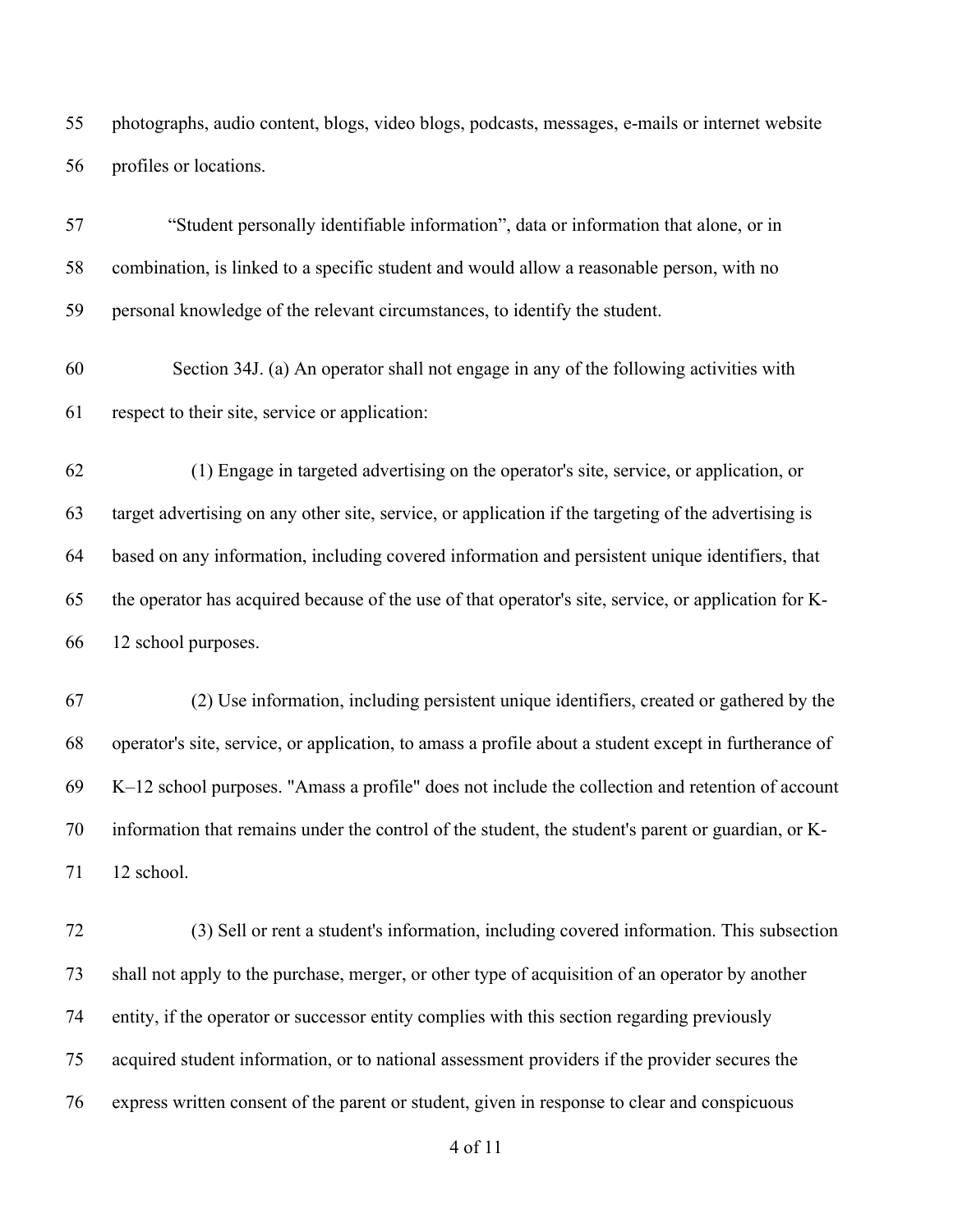photographs, audio content, blogs, video blogs, podcasts, messages, e-mails or internet website profiles or locations.

"Student personally identifiable information", data or information that alone, or in combination, is linked to a specific student and would allow a reasonable person, with no personal knowledge of the relevant circumstances, to identify the student.

Section 34J. (a) An operator shall not engage in any of the following activities with respect to their site, service or application:

(1) Engage in targeted advertising on the operator's site, service, or application, or target advertising on any other site, service, or application if the targeting of the advertising is based on any information, including covered information and persistent unique identifiers, that the operator has acquired because of the use of that operator's site, service, or application for K-12 school purposes.

(2) Use information, including persistent unique identifiers, created or gathered by the operator's site, service, or application, to amass a profile about a student except in furtherance of K–12 school purposes. "Amass a profile" does not include the collection and retention of account information that remains under the control of the student, the student's parent or guardian, or K-12 school.

(3) Sell or rent a student's information, including covered information. This subsection shall not apply to the purchase, merger, or other type of acquisition of an operator by another entity, if the operator or successor entity complies with this section regarding previously acquired student information, or to national assessment providers if the provider secures the express written consent of the parent or student, given in response to clear and conspicuous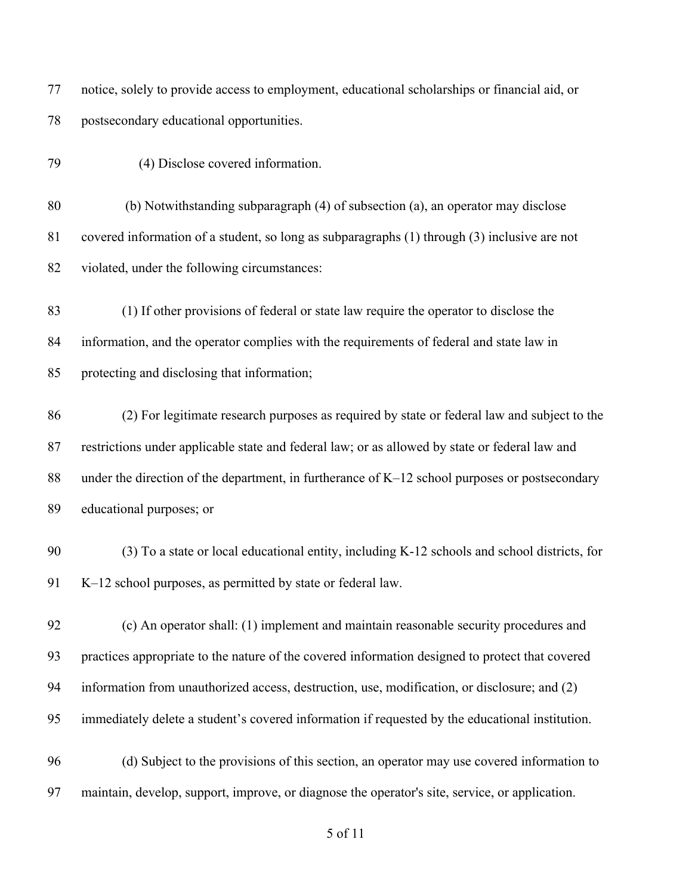notice, solely to provide access to employment, educational scholarships or financial aid, or postsecondary educational opportunities.

(4) Disclose covered information.

(b) Notwithstanding subparagraph (4) of subsection (a), an operator may disclose covered information of a student, so long as subparagraphs (1) through (3) inclusive are not violated, under the following circumstances:

(1) If other provisions of federal or state law require the operator to disclose the information, and the operator complies with the requirements of federal and state law in protecting and disclosing that information;

(2) For legitimate research purposes as required by state or federal law and subject to the restrictions under applicable state and federal law; or as allowed by state or federal law and under the direction of the department, in furtherance of K–12 school purposes or postsecondary educational purposes; or

(3) To a state or local educational entity, including K-12 schools and school districts, for K–12 school purposes, as permitted by state or federal law.

(c) An operator shall: (1) implement and maintain reasonable security procedures and practices appropriate to the nature of the covered information designed to protect that covered information from unauthorized access, destruction, use, modification, or disclosure; and (2) immediately delete a student's covered information if requested by the educational institution.

(d) Subject to the provisions of this section, an operator may use covered information to maintain, develop, support, improve, or diagnose the operator's site, service, or application.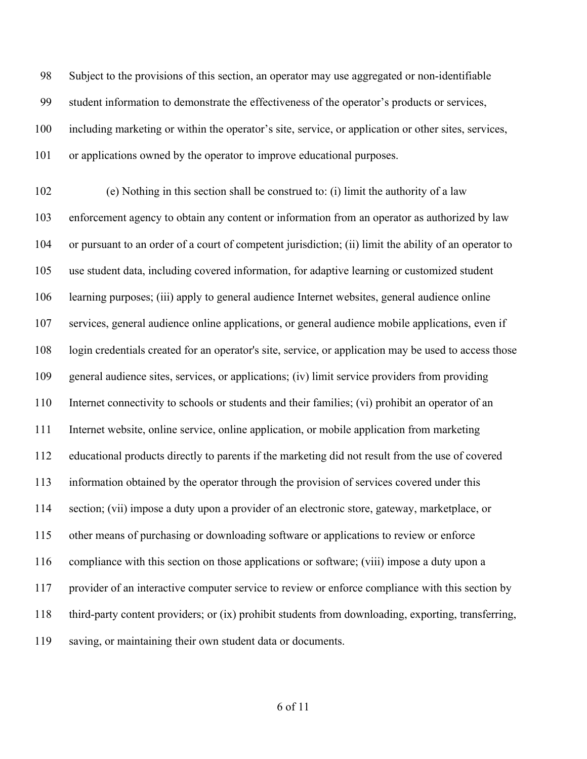Subject to the provisions of this section, an operator may use aggregated or non-identifiable student information to demonstrate the effectiveness of the operator's products or services, including marketing or within the operator's site, service, or application or other sites, services, or applications owned by the operator to improve educational purposes.

(e) Nothing in this section shall be construed to: (i) limit the authority of a law enforcement agency to obtain any content or information from an operator as authorized by law or pursuant to an order of a court of competent jurisdiction; (ii) limit the ability of an operator to use student data, including covered information, for adaptive learning or customized student learning purposes; (iii) apply to general audience Internet websites, general audience online services, general audience online applications, or general audience mobile applications, even if login credentials created for an operator's site, service, or application may be used to access those general audience sites, services, or applications; (iv) limit service providers from providing Internet connectivity to schools or students and their families; (vi) prohibit an operator of an Internet website, online service, online application, or mobile application from marketing educational products directly to parents if the marketing did not result from the use of covered information obtained by the operator through the provision of services covered under this section; (vii) impose a duty upon a provider of an electronic store, gateway, marketplace, or other means of purchasing or downloading software or applications to review or enforce compliance with this section on those applications or software; (viii) impose a duty upon a provider of an interactive computer service to review or enforce compliance with this section by third-party content providers; or (ix) prohibit students from downloading, exporting, transferring, saving, or maintaining their own student data or documents.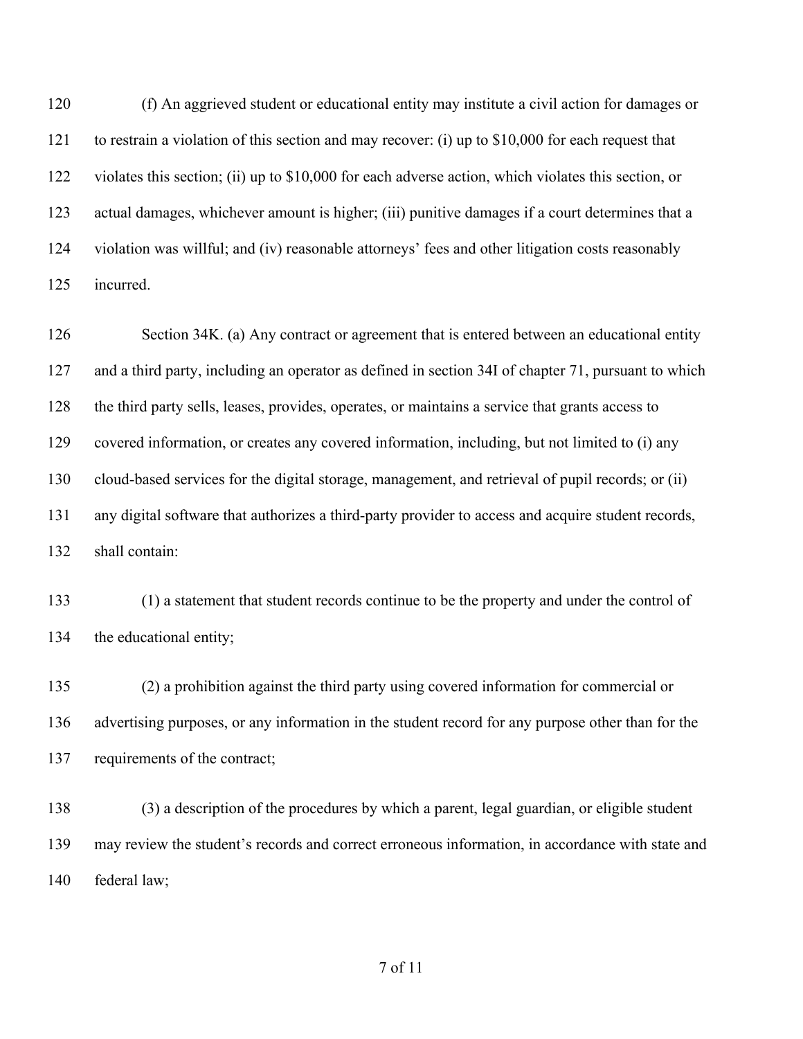(f) An aggrieved student or educational entity may institute a civil action for damages or to restrain a violation of this section and may recover: (i) up to $10,000 for each request that violates this section; (ii) up to $10,000 for each adverse action, which violates this section, or actual damages, whichever amount is higher; (iii) punitive damages if a court determines that a violation was willful; and (iv) reasonable attorneys' fees and other litigation costs reasonably incurred.

Section 34K. (a) Any contract or agreement that is entered between an educational entity and a third party, including an operator as defined in section 34I of chapter 71, pursuant to which the third party sells, leases, provides, operates, or maintains a service that grants access to covered information, or creates any covered information, including, but not limited to (i) any cloud-based services for the digital storage, management, and retrieval of pupil records; or (ii) any digital software that authorizes a third-party provider to access and acquire student records, shall contain:

(1) a statement that student records continue to be the property and under the control of the educational entity;

(2) a prohibition against the third party using covered information for commercial or advertising purposes, or any information in the student record for any purpose other than for the requirements of the contract;

(3) a description of the procedures by which a parent, legal guardian, or eligible student may review the student's records and correct erroneous information, in accordance with state and federal law;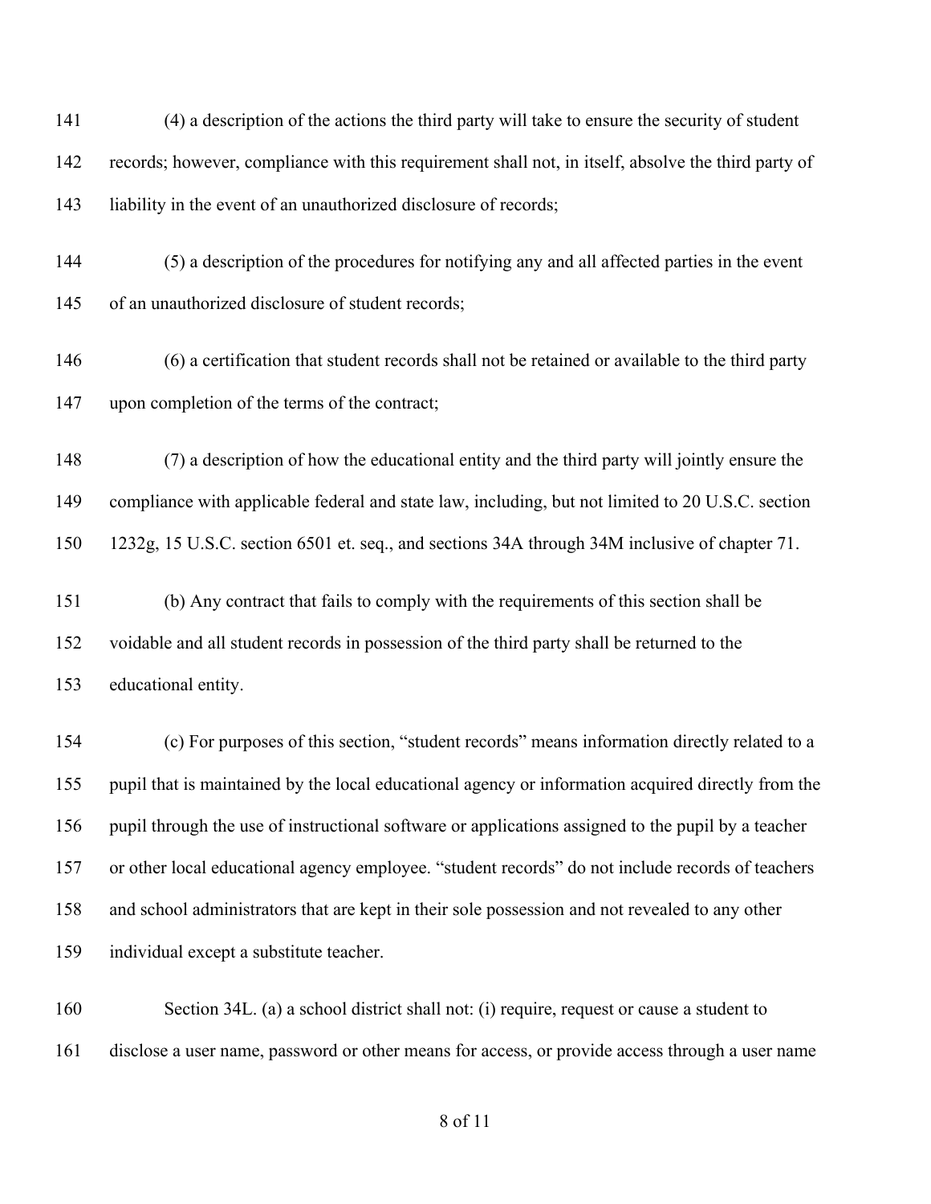(4) a description of the actions the third party will take to ensure the security of student records; however, compliance with this requirement shall not, in itself, absolve the third party of liability in the event of an unauthorized disclosure of records;

(5) a description of the procedures for notifying any and all affected parties in the event of an unauthorized disclosure of student records;

(6) a certification that student records shall not be retained or available to the third party upon completion of the terms of the contract;

(7) a description of how the educational entity and the third party will jointly ensure the compliance with applicable federal and state law, including, but not limited to 20 U.S.C. section 1232g, 15 U.S.C. section 6501 et. seq., and sections 34A through 34M inclusive of chapter 71.

(b) Any contract that fails to comply with the requirements of this section shall be voidable and all student records in possession of the third party shall be returned to the educational entity.

(c) For purposes of this section, "student records" means information directly related to a pupil that is maintained by the local educational agency or information acquired directly from the pupil through the use of instructional software or applications assigned to the pupil by a teacher or other local educational agency employee. "student records" do not include records of teachers and school administrators that are kept in their sole possession and not revealed to any other individual except a substitute teacher.

Section 34L. (a) a school district shall not: (i) require, request or cause a student to disclose a user name, password or other means for access, or provide access through a user name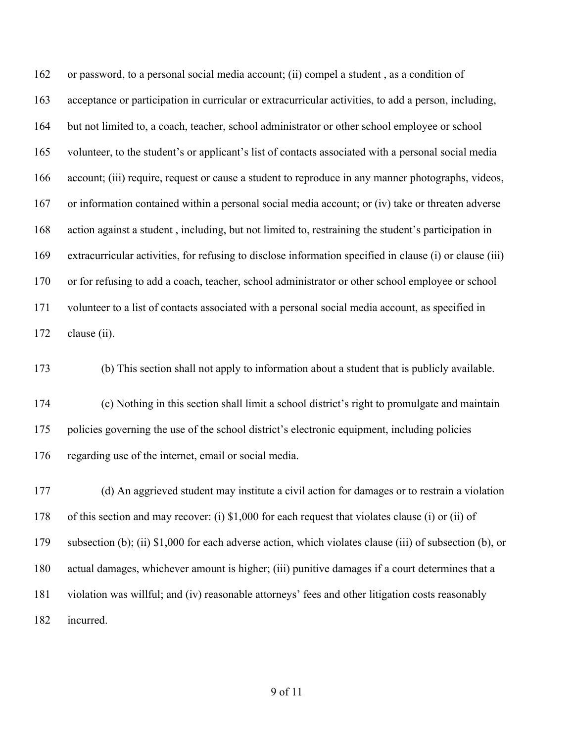162 or password, to a personal social media account; (ii) compel a student , as a condition of

163 acceptance or participation in curricular or extracurricular activities, to add a person, including,

164 but not limited to, a coach, teacher, school administrator or other school employee or school

165 volunteer, to the student's or applicant's list of contacts associated with a personal social media

166 account; (iii) require, request or cause a student to reproduce in any manner photographs, videos,

167 or information contained within a personal social media account; or (iv) take or threaten adverse

168 action against a student , including, but not limited to, restraining the student's participation in

169 extracurricular activities, for refusing to disclose information specified in clause (i) or clause (iii)

170 or for refusing to add a coach, teacher, school administrator or other school employee or school

171 volunteer to a list of contacts associated with a personal social media account, as specified in

172 clause (ii).

173 (b) This section shall not apply to information about a student that is publicly available.

174 (c) Nothing in this section shall limit a school district's right to promulgate and maintain

175 policies governing the use of the school district's electronic equipment, including policies

176 regarding use of the internet, email or social media.

177 (d) An aggrieved student may institute a civil action for damages or to restrain a violation

178 of this section and may recover: (i) $1,000 for each request that violates clause (i) or (ii) of

179 subsection (b); (ii) $1,000 for each adverse action, which violates clause (iii) of subsection (b), or

180 actual damages, whichever amount is higher; (iii) punitive damages if a court determines that a

181 violation was willful; and (iv) reasonable attorneys' fees and other litigation costs reasonably

182 incurred.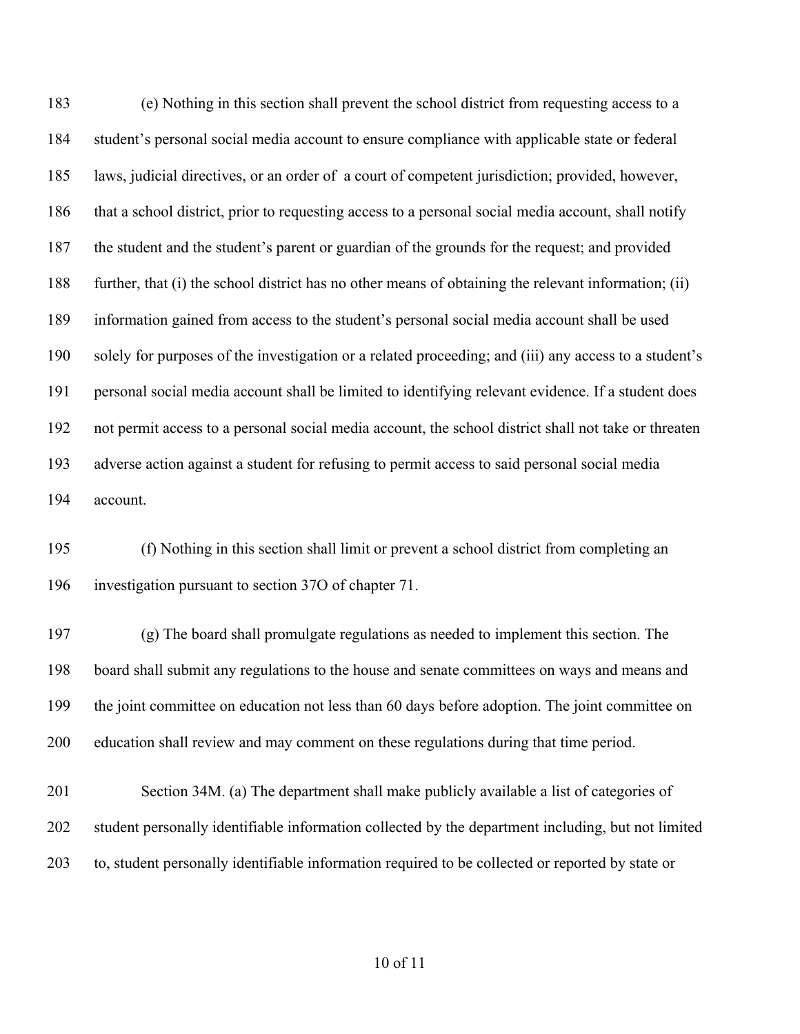(e) Nothing in this section shall prevent the school district from requesting access to a student's personal social media account to ensure compliance with applicable state or federal laws, judicial directives, or an order of a court of competent jurisdiction; provided, however, that a school district, prior to requesting access to a personal social media account, shall notify the student and the student's parent or guardian of the grounds for the request; and provided further, that (i) the school district has no other means of obtaining the relevant information; (ii) information gained from access to the student's personal social media account shall be used solely for purposes of the investigation or a related proceeding; and (iii) any access to a student's personal social media account shall be limited to identifying relevant evidence. If a student does not permit access to a personal social media account, the school district shall not take or threaten adverse action against a student for refusing to permit access to said personal social media account.

(f) Nothing in this section shall limit or prevent a school district from completing an investigation pursuant to section 37O of chapter 71.

(g) The board shall promulgate regulations as needed to implement this section. The board shall submit any regulations to the house and senate committees on ways and means and the joint committee on education not less than 60 days before adoption. The joint committee on education shall review and may comment on these regulations during that time period.

Section 34M. (a) The department shall make publicly available a list of categories of student personally identifiable information collected by the department including, but not limited to, student personally identifiable information required to be collected or reported by state or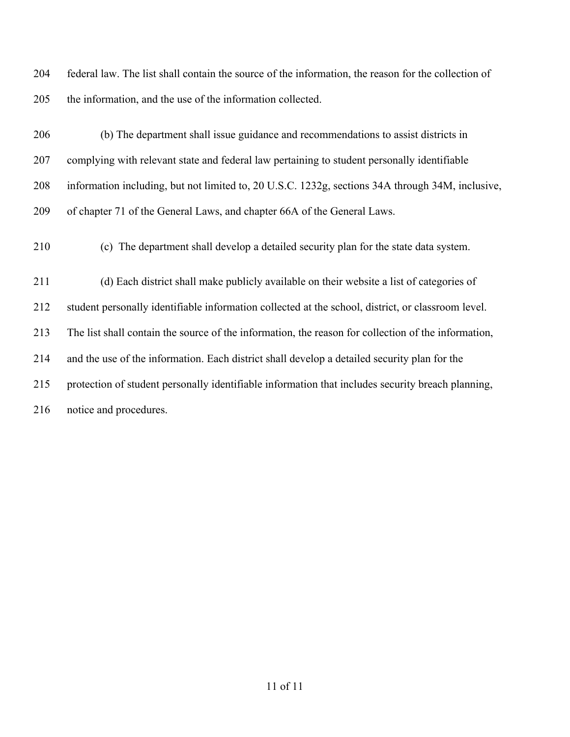federal law. The list shall contain the source of the information, the reason for the collection of the information, and the use of the information collected.

(b) The department shall issue guidance and recommendations to assist districts in complying with relevant state and federal law pertaining to student personally identifiable information including, but not limited to, 20 U.S.C. 1232g, sections 34A through 34M, inclusive, of chapter 71 of the General Laws, and chapter 66A of the General Laws.

(c) The department shall develop a detailed security plan for the state data system.

(d) Each district shall make publicly available on their website a list of categories of student personally identifiable information collected at the school, district, or classroom level. The list shall contain the source of the information, the reason for collection of the information, and the use of the information. Each district shall develop a detailed security plan for the protection of student personally identifiable information that includes security breach planning, notice and procedures.